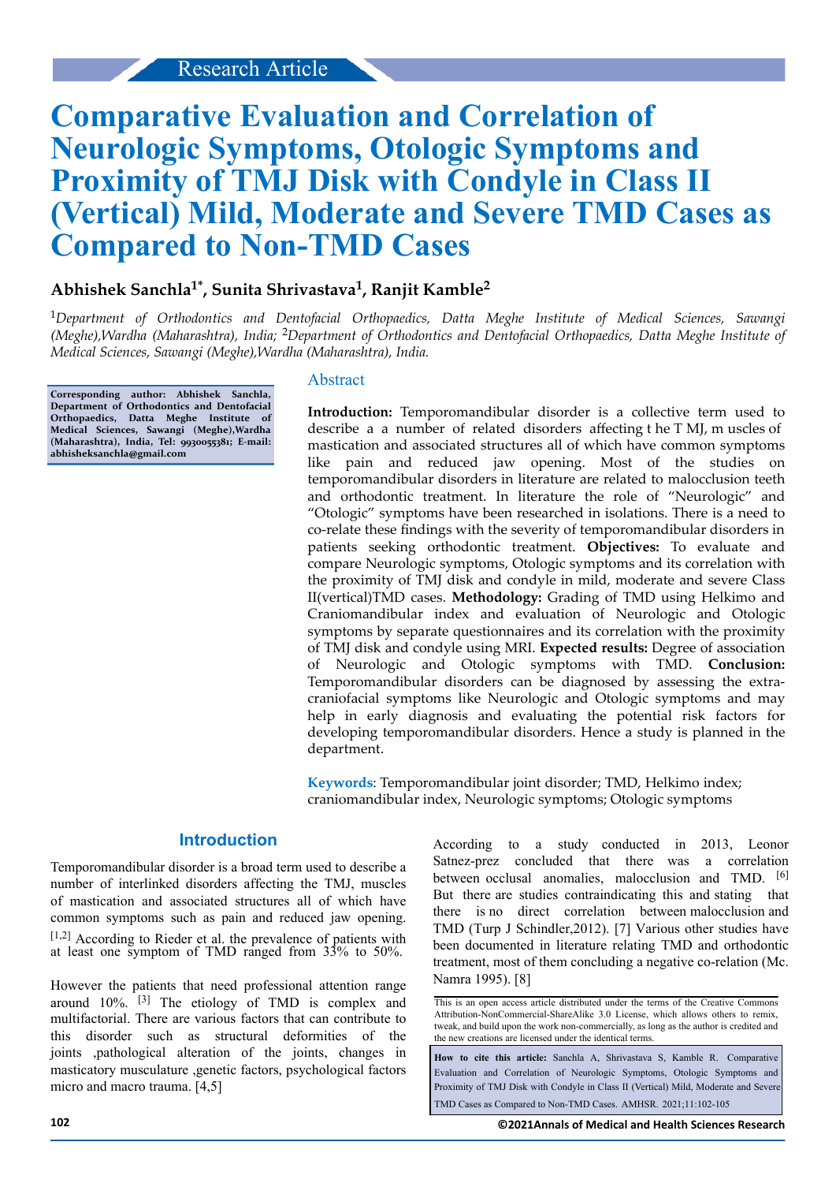Research Article

# Comparative Evaluation and Correlation of Neurologic Symptoms, Otologic Symptoms and Proximity of TMJ Disk with Condyle in Class II (Vertical) Mild, Moderate and Severe TMD Cases as Compared to Non-TMD Cases

**Abhishek Sanchla[1*], Sunita Shrivastava[1], Ranjit Kamble[2]**

[1]*Department of Orthodontics and Dentofacial Orthopaedics, Datta Meghe Institute of Medical Sciences, Sawangi (Meghe),Wardha (Maharashtra), India;* [2]*Department of Orthodontics and Dentofacial Orthopaedics, Datta Meghe Institute of Medical Sciences, Sawangi (Meghe),Wardha (Maharashtra), India.*

**Corresponding author: Abhishek Sanchla, Department of Orthodontics and Dentofacial Orthopaedics, Datta Meghe Institute of Medical Sciences, Sawangi (Meghe),Wardha (Maharashtra), India, Tel: 9930055381; E-mail: abhisheksanchla@gmail.com**

## Abstract

**Introduction:** Temporomandibular disorder is a collective term used to describe a a number of related disorders affecting t he T MJ, m uscles of mastication and associated structures all of which have common symptoms like pain and reduced jaw opening. Most of the studies on temporomandibular disorders in literature are related to malocclusion teeth and orthodontic treatment. In literature the role of "Neurologic" and "Otologic" symptoms have been researched in isolations. There is a need to co-relate these findings with the severity of temporomandibular disorders in patients seeking orthodontic treatment. **Objectives:** To evaluate and compare Neurologic symptoms, Otologic symptoms and its correlation with the proximity of TMJ disk and condyle in mild, moderate and severe Class II(vertical)TMD cases. **Methodology:** Grading of TMD using Helkimo and Craniomandibular index and evaluation of Neurologic and Otologic symptoms by separate questionnaires and its correlation with the proximity of TMJ disk and condyle using MRI. **Expected results:** Degree of association of Neurologic and Otologic symptoms with TMD. **Conclusion:** Temporomandibular disorders can be diagnosed by assessing the extra-craniofacial symptoms like Neurologic and Otologic symptoms and may help in early diagnosis and evaluating the potential risk factors for developing temporomandibular disorders. Hence a study is planned in the department.

**Keywords**: Temporomandibular joint disorder; TMD, Helkimo index; craniomandibular index, Neurologic symptoms; Otologic symptoms

## Introduction

Temporomandibular disorder is a broad term used to describe a number of interlinked disorders affecting the TMJ, muscles of mastication and associated structures all of which have common symptoms such as pain and reduced jaw opening. [1,2] According to Rieder et al. the prevalence of patients with at least one symptom of TMD ranged from 33% to 50%.

However the patients that need professional attention range around 10%. [3] The etiology of TMD is complex and multifactorial. There are various factors that can contribute to this disorder such as structural deformities of the joints ,pathological alteration of the joints, changes in masticatory musculature ,genetic factors, psychological factors micro and macro trauma. [4,5]

According to a study conducted in 2013, Leonor Satnez-prez concluded that there was a correlation between occlusal anomalies, malocclusion and TMD. [6] But there are studies contraindicating this and stating that there is no direct correlation between malocclusion and TMD (Turp J Schindler,2012). [7] Various other studies have been documented in literature relating TMD and orthodontic treatment, most of them concluding a negative co-relation (Mc. Namra 1995). [8]

This is an open access article distributed under the terms of the Creative Commons Attribution-NonCommercial-ShareAlike 3.0 License, which allows others to remix, tweak, and build upon the work non-commercially, as long as the author is credited and the new creations are licensed under the identical terms.

**How to cite this article:** Sanchla A, Shrivastava S, Kamble R. Comparative Evaluation and Correlation of Neurologic Symptoms, Otologic Symptoms and Proximity of TMJ Disk with Condyle in Class II (Vertical) Mild, Moderate and Severe TMD Cases as Compared to Non-TMD Cases. AMHSR. 2021;11:102-105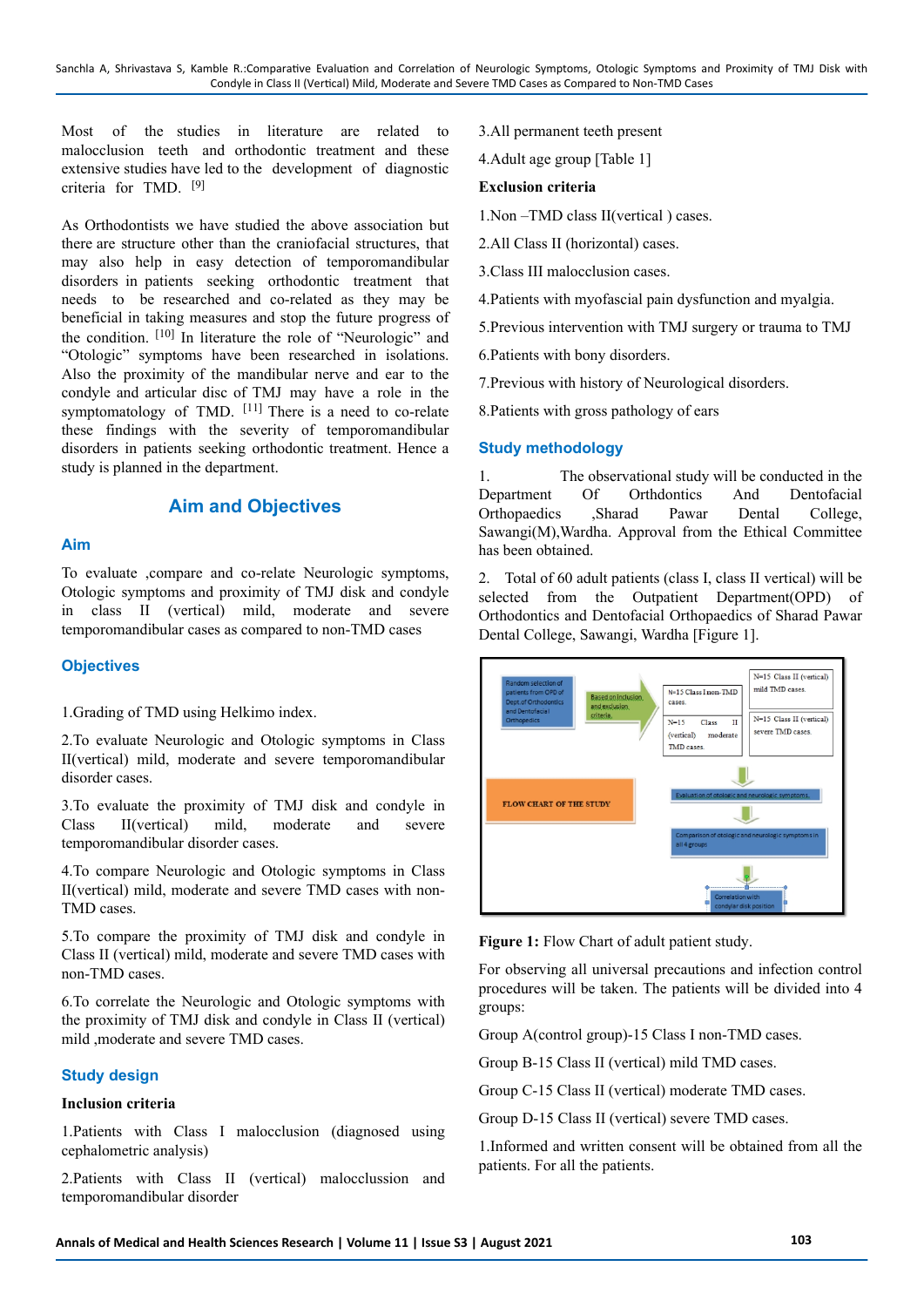Most of the studies in literature are related to malocclusion teeth and orthodontic treatment and these extensive studies have led to the development of diagnostic criteria for TMD. [9]

As Orthodontists we have studied the above association but there are structure other than the craniofacial structures, that may also help in easy detection of temporomandibular disorders in patients seeking orthodontic treatment that needs to be researched and co-related as they may be beneficial in taking measures and stop the future progress of the condition. [10] In literature the role of "Neurologic" and "Otologic" symptoms have been researched in isolations. Also the proximity of the mandibular nerve and ear to the condyle and articular disc of TMJ may have a role in the symptomatology of TMD. [11] There is a need to co-relate these findings with the severity of temporomandibular disorders in patients seeking orthodontic treatment. Hence a study is planned in the department.

## Aim and Objectives

### Aim

To evaluate ,compare and co-relate Neurologic symptoms, Otologic symptoms and proximity of TMJ disk and condyle in class II (vertical) mild, moderate and severe temporomandibular cases as compared to non-TMD cases

### Objectives

1.Grading of TMD using Helkimo index.

2.To evaluate Neurologic and Otologic symptoms in Class II(vertical) mild, moderate and severe temporomandibular disorder cases.

3.To evaluate the proximity of TMJ disk and condyle in Class II(vertical) mild, moderate and severe temporomandibular disorder cases.

4.To compare Neurologic and Otologic symptoms in Class II(vertical) mild, moderate and severe TMD cases with non-TMD cases.

5.To compare the proximity of TMJ disk and condyle in Class II (vertical) mild, moderate and severe TMD cases with non-TMD cases.

6.To correlate the Neurologic and Otologic symptoms with the proximity of TMJ disk and condyle in Class II (vertical) mild ,moderate and severe TMD cases.

### Study design

**Inclusion criteria**

1.Patients with Class I malocclusion (diagnosed using cephalometric analysis)

2.Patients with Class II (vertical) malocclussion and temporomandibular disorder

3.All permanent teeth present

4.Adult age group [Table 1]

**Exclusion criteria**

1.Non –TMD class II(vertical ) cases.

2.All Class II (horizontal) cases.

3.Class III malocclusion cases.

4.Patients with myofascial pain dysfunction and myalgia.

5.Previous intervention with TMJ surgery or trauma to TMJ

6.Patients with bony disorders.

7.Previous with history of Neurological disorders.

8.Patients with gross pathology of ears

### Study methodology

1. The observational study will be conducted in the Department Of Orthdontics And Dentofacial Orthopaedics ,Sharad Pawar Dental College, Sawangi(M),Wardha. Approval from the Ethical Committee has been obtained.

2. Total of 60 adult patients (class I, class II vertical) will be selected from the Outpatient Department(OPD) of Orthodontics and Dentofacial Orthopaedics of Sharad Pawar Dental College, Sawangi, Wardha [Figure 1].

Random selection of patients from OPD of Dept.of Orthodontics and Dentofacial Orthopedics → Based on Inclusion and exclusion criteria → N=15 Class I non-TMD cases; N=15 Class II (vertical) mild TMD cases; N=15 Class II (vertical) moderate TMD cases; N=15 Class II (vertical) severe TMD cases → Evaluation of otologic and neurologic symptoms → Comparison of otologic and neurologic symptoms in all 4 groups → Correlation with condylar disk position

FLOW CHART OF THE STUDY

**Figure 1:** Flow Chart of adult patient study.

For observing all universal precautions and infection control procedures will be taken. The patients will be divided into 4 groups:

Group A(control group)-15 Class I non-TMD cases.

Group B-15 Class II (vertical) mild TMD cases.

Group C-15 Class II (vertical) moderate TMD cases.

Group D-15 Class II (vertical) severe TMD cases.

1.Informed and written consent will be obtained from all the patients. For all the patients.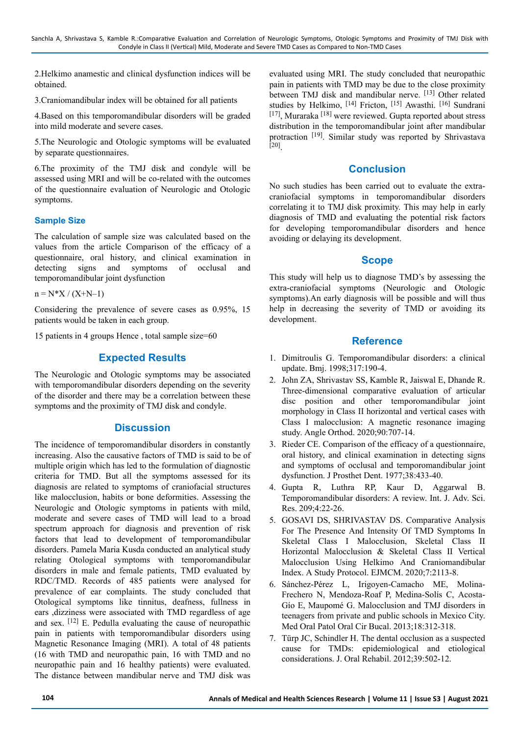2.Helkimo anamestic and clinical dysfunction indices will be obtained.

3.Craniomandibular index will be obtained for all patients

4.Based on this temporomandibular disorders will be graded into mild moderate and severe cases.

5.The Neurologic and Otologic symptoms will be evaluated by separate questionnaires.

6.The proximity of the TMJ disk and condyle will be assessed using MRI and will be co-related with the outcomes of the questionnaire evaluation of Neurologic and Otologic symptoms.

## Sample Size

The calculation of sample size was calculated based on the values from the article Comparison of the efficacy of a questionnaire, oral history, and clinical examination in detecting signs and symptoms of occlusal and temporomandibular joint dysfunction

$n = N*X / (X+N–1)$

Considering the prevalence of severe cases as 0.95%, 15 patients would be taken in each group.

15 patients in 4 groups Hence , total sample size=60

## Expected Results

The Neurologic and Otologic symptoms may be associated with temporomandibular disorders depending on the severity of the disorder and there may be a correlation between these symptoms and the proximity of TMJ disk and condyle.

## Discussion

The incidence of temporomandibular disorders in constantly increasing. Also the causative factors of TMD is said to be of multiple origin which has led to the formulation of diagnostic criteria for TMD. But all the symptoms assessed for its diagnosis are related to symptoms of craniofacial structures like malocclusion, habits or bone deformities. Assessing the Neurologic and Otologic symptoms in patients with mild, moderate and severe cases of TMD will lead to a broad spectrum approach for diagnosis and prevention of risk factors that lead to development of temporomandibular disorders. Pamela Maria Kusda conducted an analytical study relating Otological symptoms with temporomandibular disorders in male and female patients, TMD evaluated by RDC/TMD. Records of 485 patients were analysed for prevalence of ear complaints. The study concluded that Otological symptoms like tinnitus, deafness, fullness in ears ,dizziness were associated with TMD regardless of age and sex. [12] E. Pedulla evaluating the cause of neuropathic pain in patients with temporomandibular disorders using Magnetic Resonance Imaging (MRI). A total of 48 patients (16 with TMD and neuropathic pain, 16 with TMD and no neuropathic pain and 16 healthy patients) were evaluated. The distance between mandibular nerve and TMJ disk was evaluated using MRI. The study concluded that neuropathic pain in patients with TMD may be due to the close proximity between TMJ disk and mandibular nerve. [13] Other related studies by Helkimo, [14] Fricton, [15] Awasthi. [16] Sundrani [17], Muraraka [18] were reviewed. Gupta reported about stress distribution in the temporomandibular joint after mandibular protraction [19]. Similar study was reported by Shrivastava [20].

## Conclusion

No such studies has been carried out to evaluate the extra-craniofacial symptoms in temporomandibular disorders correlating it to TMJ disk proximity. This may help in early diagnosis of TMD and evaluating the potential risk factors for developing temporomandibular disorders and hence avoiding or delaying its development.

## Scope

This study will help us to diagnose TMD's by assessing the extra-craniofacial symptoms (Neurologic and Otologic symptoms).An early diagnosis will be possible and will thus help in decreasing the severity of TMD or avoiding its development.

## Reference

1. Dimitroulis G. Temporomandibular disorders: a clinical update. Bmj. 1998;317:190-4.
2. John ZA, Shrivastav SS, Kamble R, Jaiswal E, Dhande R. Three-dimensional comparative evaluation of articular disc position and other temporomandibular joint morphology in Class II horizontal and vertical cases with Class I malocclusion: A magnetic resonance imaging study. Angle Orthod. 2020;90:707-14.
3. Rieder CE. Comparison of the efficacy of a questionnaire, oral history, and clinical examination in detecting signs and symptoms of occlusal and temporomandibular joint dysfunction. J Prosthet Dent. 1977;38:433-40.
4. Gupta R, Luthra RP, Kaur D, Aggarwal B. Temporomandibular disorders: A review. Int. J. Adv. Sci. Res. 209;4:22-26.
5. GOSAVI DS, SHRIVASTAV DS. Comparative Analysis For The Presence And Intensity Of TMD Symptoms In Skeletal Class I Malocclusion, Skeletal Class II Horizontal Malocclusion & Skeletal Class II Vertical Malocclusion Using Helkimo And Craniomandibular Index. A Study Protocol. EJMCM. 2020;7:2113-8.
6. Sánchez-Pérez L, Irigoyen-Camacho ME, Molina-Frechero N, Mendoza-Roaf P, Medina-Solís C, Acosta-Gío E, Maupomé G. Malocclusion and TMJ disorders in teenagers from private and public schools in Mexico City. Med Oral Patol Oral Cir Bucal. 2013;18:312-318.
7. Türp JC, Schindler H. The dental occlusion as a suspected cause for TMDs: epidemiological and etiological considerations. J. Oral Rehabil. 2012;39:502-12.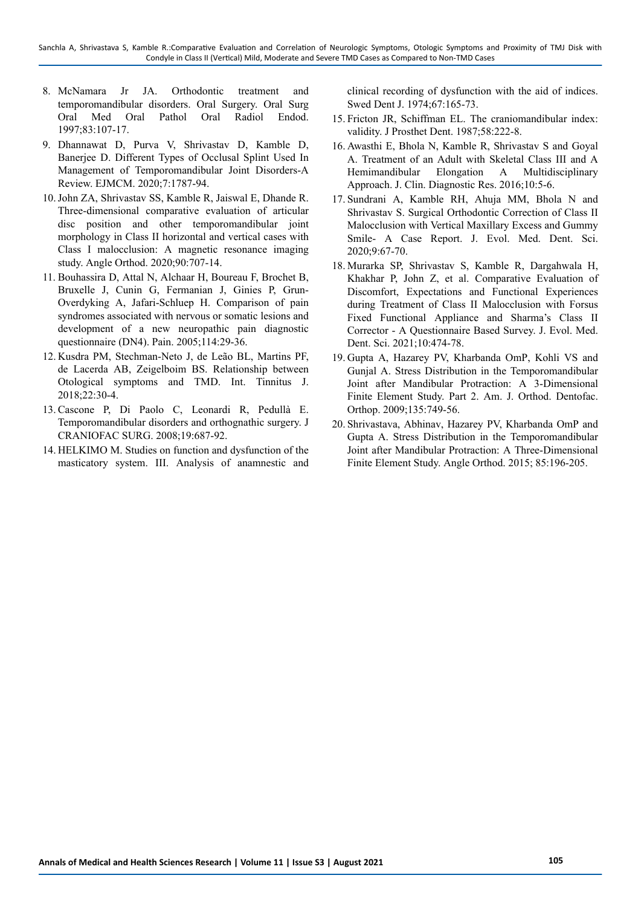8. McNamara Jr JA. Orthodontic treatment and temporomandibular disorders. Oral Surgery. Oral Surg Oral Med Oral Pathol Oral Radiol Endod. 1997;83:107-17.
9. Dhannawat D, Purva V, Shrivastav D, Kamble D, Banerjee D. Different Types of Occlusal Splint Used In Management of Temporomandibular Joint Disorders-A Review. EJMCM. 2020;7:1787-94.
10. John ZA, Shrivastav SS, Kamble R, Jaiswal E, Dhande R. Three-dimensional comparative evaluation of articular disc position and other temporomandibular joint morphology in Class II horizontal and vertical cases with Class I malocclusion: A magnetic resonance imaging study. Angle Orthod. 2020;90:707-14.
11. Bouhassira D, Attal N, Alchaar H, Boureau F, Brochet B, Bruxelle J, Cunin G, Fermanian J, Ginies P, Grun-Overdyking A, Jafari-Schluep H. Comparison of pain syndromes associated with nervous or somatic lesions and development of a new neuropathic pain diagnostic questionnaire (DN4). Pain. 2005;114:29-36.
12. Kusdra PM, Stechman-Neto J, de Leão BL, Martins PF, de Lacerda AB, Zeigelboim BS. Relationship between Otological symptoms and TMD. Int. Tinnitus J. 2018;22:30-4.
13. Cascone P, Di Paolo C, Leonardi R, Pedullà E. Temporomandibular disorders and orthognathic surgery. J CRANIOFAC SURG. 2008;19:687-92.
14. HELKIMO M. Studies on function and dysfunction of the masticatory system. III. Analysis of anamnestic and clinical recording of dysfunction with the aid of indices. Swed Dent J. 1974;67:165-73.
15. Fricton JR, Schiffman EL. The craniomandibular index: validity. J Prosthet Dent. 1987;58:222-8.
16. Awasthi E, Bhola N, Kamble R, Shrivastav S and Goyal A. Treatment of an Adult with Skeletal Class III and A Hemimandibular Elongation A Multidisciplinary Approach. J. Clin. Diagnostic Res. 2016;10:5-6.
17. Sundrani A, Kamble RH, Ahuja MM, Bhola N and Shrivastav S. Surgical Orthodontic Correction of Class II Malocclusion with Vertical Maxillary Excess and Gummy Smile- A Case Report. J. Evol. Med. Dent. Sci. 2020;9:67-70.
18. Murarka SP, Shrivastav S, Kamble R, Dargahwala H, Khakhar P, John Z, et al. Comparative Evaluation of Discomfort, Expectations and Functional Experiences during Treatment of Class II Malocclusion with Forsus Fixed Functional Appliance and Sharma's Class II Corrector - A Questionnaire Based Survey. J. Evol. Med. Dent. Sci. 2021;10:474-78.
19. Gupta A, Hazarey PV, Kharbanda OmP, Kohli VS and Gunjal A. Stress Distribution in the Temporomandibular Joint after Mandibular Protraction: A 3-Dimensional Finite Element Study. Part 2. Am. J. Orthod. Dentofac. Orthop. 2009;135:749-56.
20. Shrivastava, Abhinav, Hazarey PV, Kharbanda OmP and Gupta A. Stress Distribution in the Temporomandibular Joint after Mandibular Protraction: A Three-Dimensional Finite Element Study. Angle Orthod. 2015; 85:196-205.